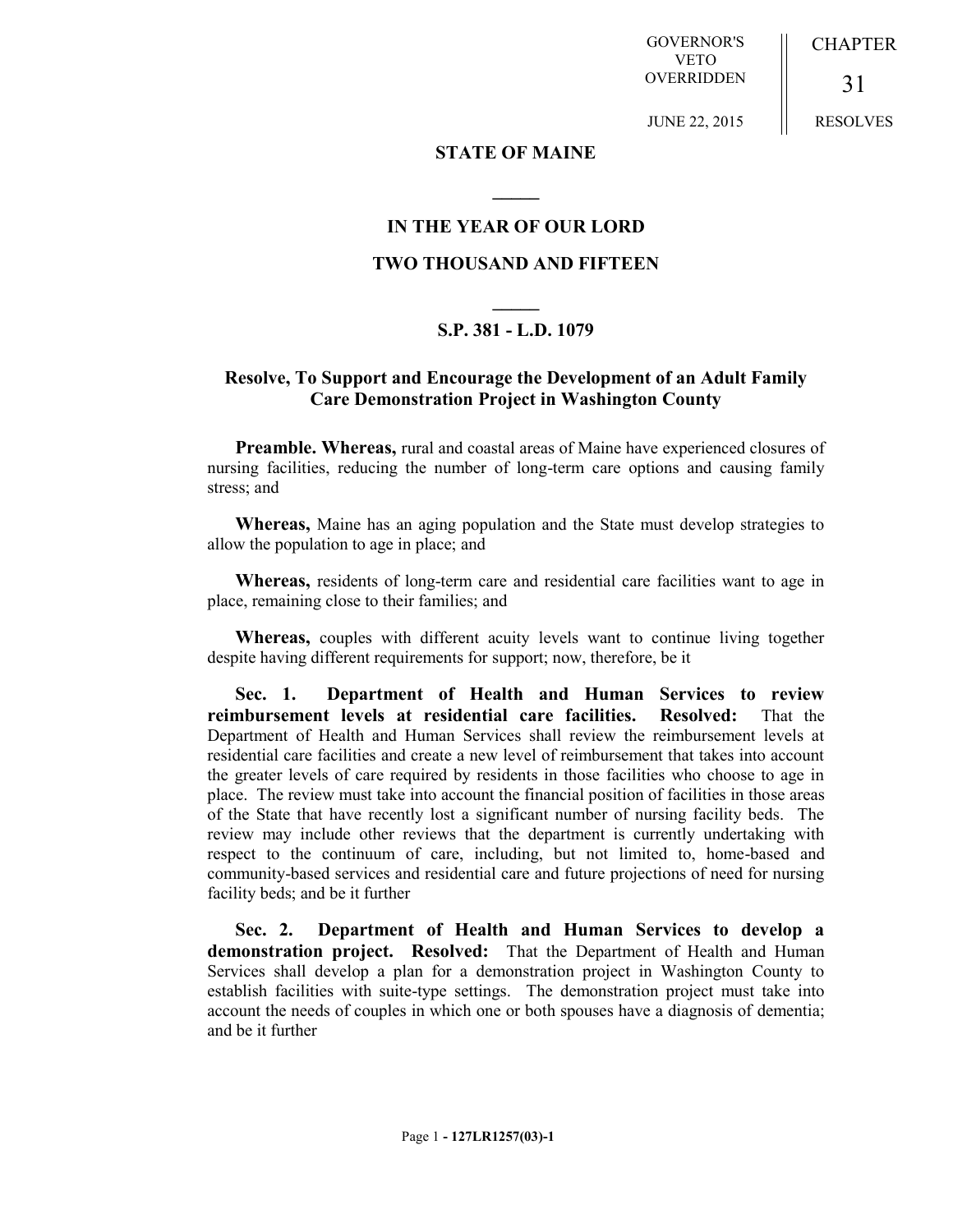GOVERNOR'S VETO OVERRIDDEN

JUNE 22, 2015

CHAPTER

31

RESOLVES

**STATE OF MAINE**

**\_\_\_\_\_**

**IN THE YEAR OF OUR LORD**

**TWO THOUSAND AND FIFTEEN**

**\_\_\_\_\_**

**S.P. 381 - L.D. 1079**

## Resolve, To Support and Encourage the Development of an Adult Family Care Demonstration Project in Washington County

**Preamble. Whereas,** rural and coastal areas of Maine have experienced closures of nursing facilities, reducing the number of long-term care options and causing family stress; and

**Whereas,** Maine has an aging population and the State must develop strategies to allow the population to age in place; and

**Whereas,** residents of long-term care and residential care facilities want to age in place, remaining close to their families; and

**Whereas,** couples with different acuity levels want to continue living together despite having different requirements for support; now, therefore, be it

**Sec. 1. Department of Health and Human Services to review reimbursement levels at residential care facilities. Resolved:** That the Department of Health and Human Services shall review the reimbursement levels at residential care facilities and create a new level of reimbursement that takes into account the greater levels of care required by residents in those facilities who choose to age in place. The review must take into account the financial position of facilities in those areas of the State that have recently lost a significant number of nursing facility beds. The review may include other reviews that the department is currently undertaking with respect to the continuum of care, including, but not limited to, home-based and community-based services and residential care and future projections of need for nursing facility beds; and be it further

**Sec. 2. Department of Health and Human Services to develop a demonstration project. Resolved:** That the Department of Health and Human Services shall develop a plan for a demonstration project in Washington County to establish facilities with suite-type settings. The demonstration project must take into account the needs of couples in which one or both spouses have a diagnosis of dementia; and be it further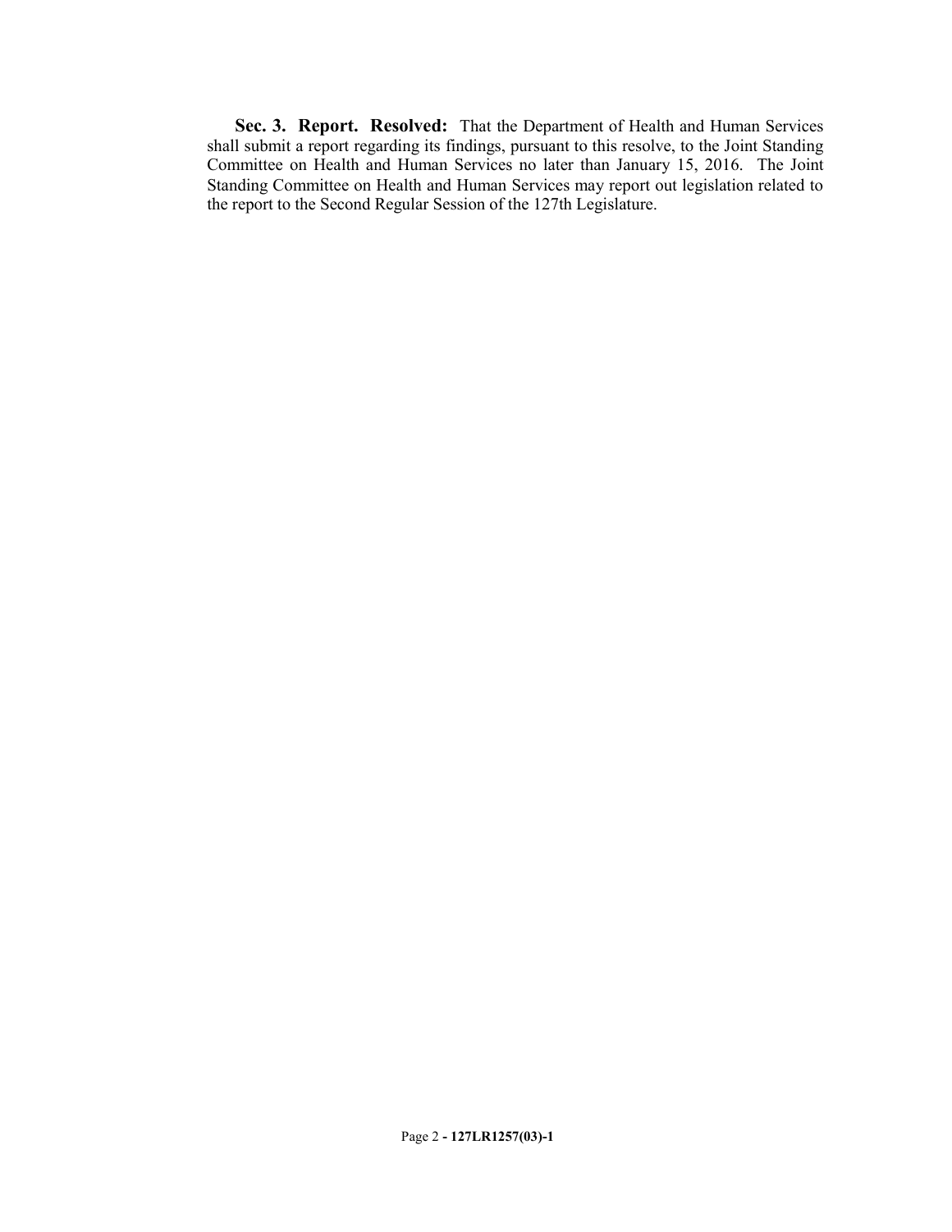**Sec. 3. Report. Resolved:** That the Department of Health and Human Services shall submit a report regarding its findings, pursuant to this resolve, to the Joint Standing Committee on Health and Human Services no later than January 15, 2016. The Joint Standing Committee on Health and Human Services may report out legislation related to the report to the Second Regular Session of the 127th Legislature.